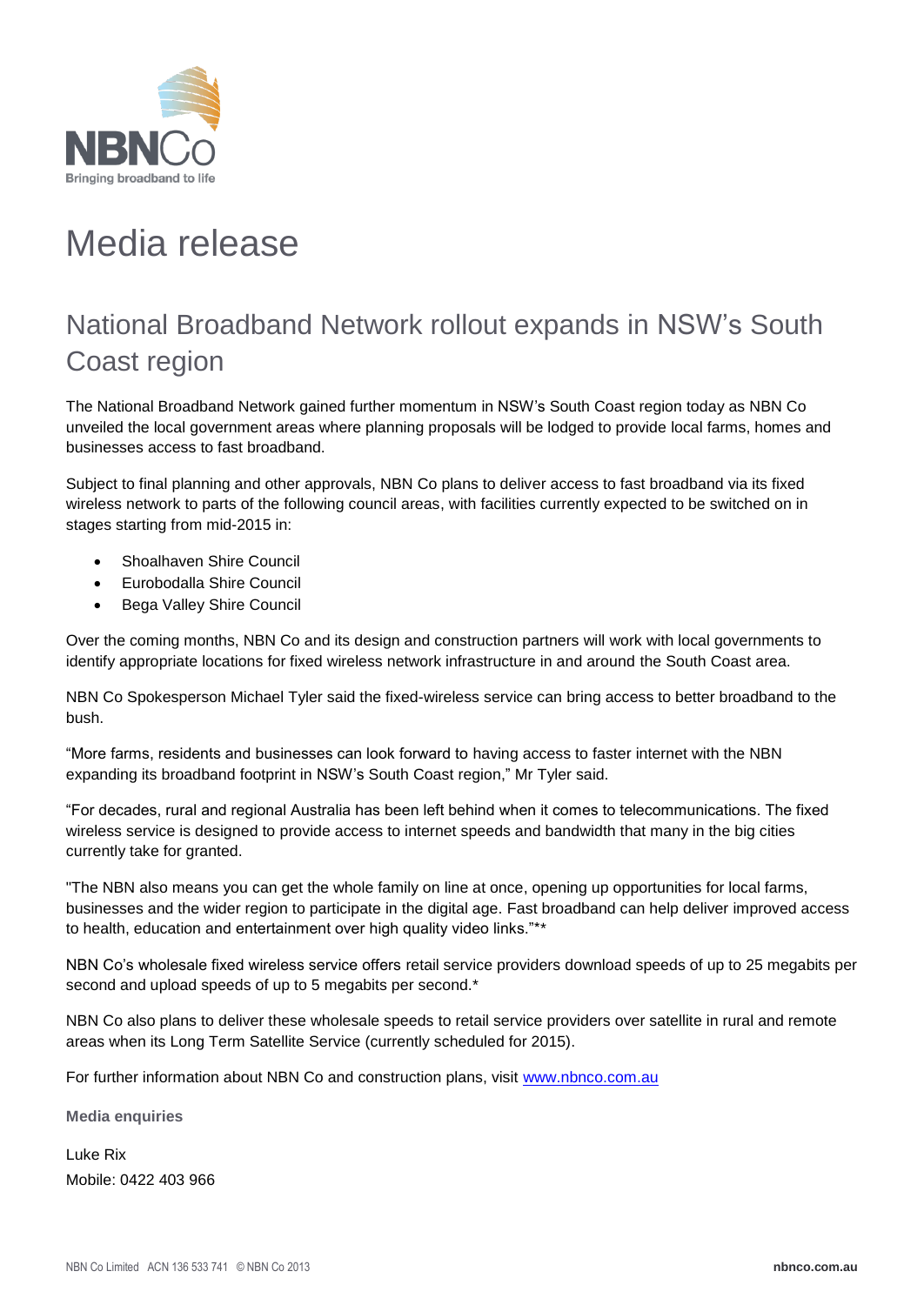NBNCo
Bringing broadband to life

# Media release

## National Broadband Network rollout expands in NSW's South Coast region

The National Broadband Network gained further momentum in NSW's South Coast region today as NBN Co unveiled the local government areas where planning proposals will be lodged to provide local farms, homes and businesses access to fast broadband.

Subject to final planning and other approvals, NBN Co plans to deliver access to fast broadband via its fixed wireless network to parts of the following council areas, with facilities currently expected to be switched on in stages starting from mid-2015 in:

- Shoalhaven Shire Council
- Eurobodalla Shire Council
- Bega Valley Shire Council

Over the coming months, NBN Co and its design and construction partners will work with local governments to identify appropriate locations for fixed wireless network infrastructure in and around the South Coast area.

NBN Co Spokesperson Michael Tyler said the fixed-wireless service can bring access to better broadband to the bush.

"More farms, residents and businesses can look forward to having access to faster internet with the NBN expanding its broadband footprint in NSW's South Coast region," Mr Tyler said.

"For decades, rural and regional Australia has been left behind when it comes to telecommunications. The fixed wireless service is designed to provide access to internet speeds and bandwidth that many in the big cities currently take for granted.

"The NBN also means you can get the whole family on line at once, opening up opportunities for local farms, businesses and the wider region to participate in the digital age. Fast broadband can help deliver improved access to health, education and entertainment over high quality video links."**

NBN Co's wholesale fixed wireless service offers retail service providers download speeds of up to 25 megabits per second and upload speeds of up to 5 megabits per second.*

NBN Co also plans to deliver these wholesale speeds to retail service providers over satellite in rural and remote areas when its Long Term Satellite Service (currently scheduled for 2015).

For further information about NBN Co and construction plans, visit www.nbnco.com.au

**Media enquiries**

Luke Rix
Mobile: 0422 403 966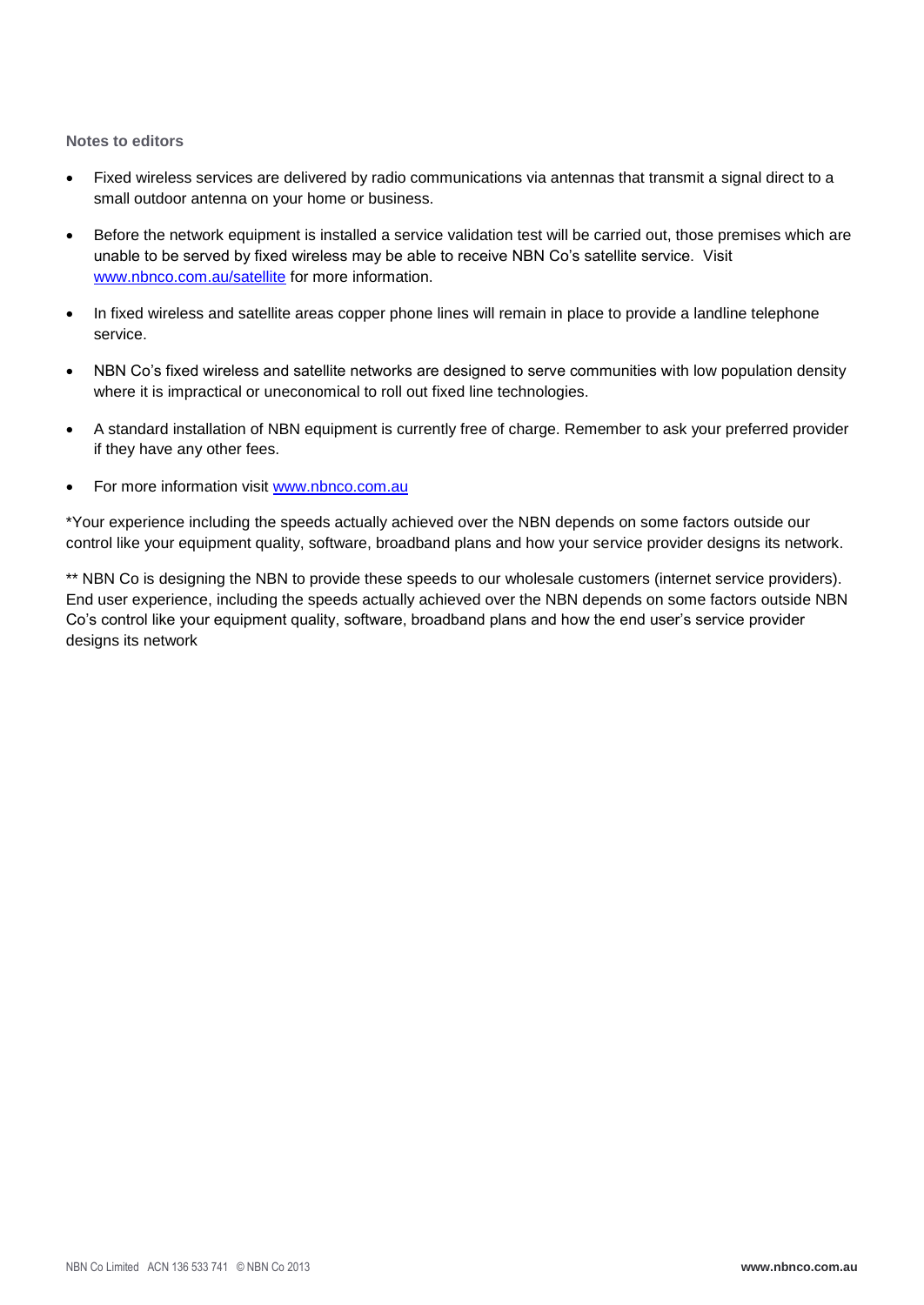**Notes to editors**

- Fixed wireless services are delivered by radio communications via antennas that transmit a signal direct to a small outdoor antenna on your home or business.
- Before the network equipment is installed a service validation test will be carried out, those premises which are unable to be served by fixed wireless may be able to receive NBN Co's satellite service. Visit [www.nbnco.com.au/satellite](http://www.nbnco.com.au/satellite) for more information.
- In fixed wireless and satellite areas copper phone lines will remain in place to provide a landline telephone service.
- NBN Co's fixed wireless and satellite networks are designed to serve communities with low population density where it is impractical or uneconomical to roll out fixed line technologies.
- A standard installation of NBN equipment is currently free of charge. Remember to ask your preferred provider if they have any other fees.
- For more information visit [www.nbnco.com.au](http://www.nbnco.com.au)

*Your experience including the speeds actually achieved over the NBN depends on some factors outside our control like your equipment quality, software, broadband plans and how your service provider designs its network.

** NBN Co is designing the NBN to provide these speeds to our wholesale customers (internet service providers). End user experience, including the speeds actually achieved over the NBN depends on some factors outside NBN Co's control like your equipment quality, software, broadband plans and how the end user's service provider designs its network